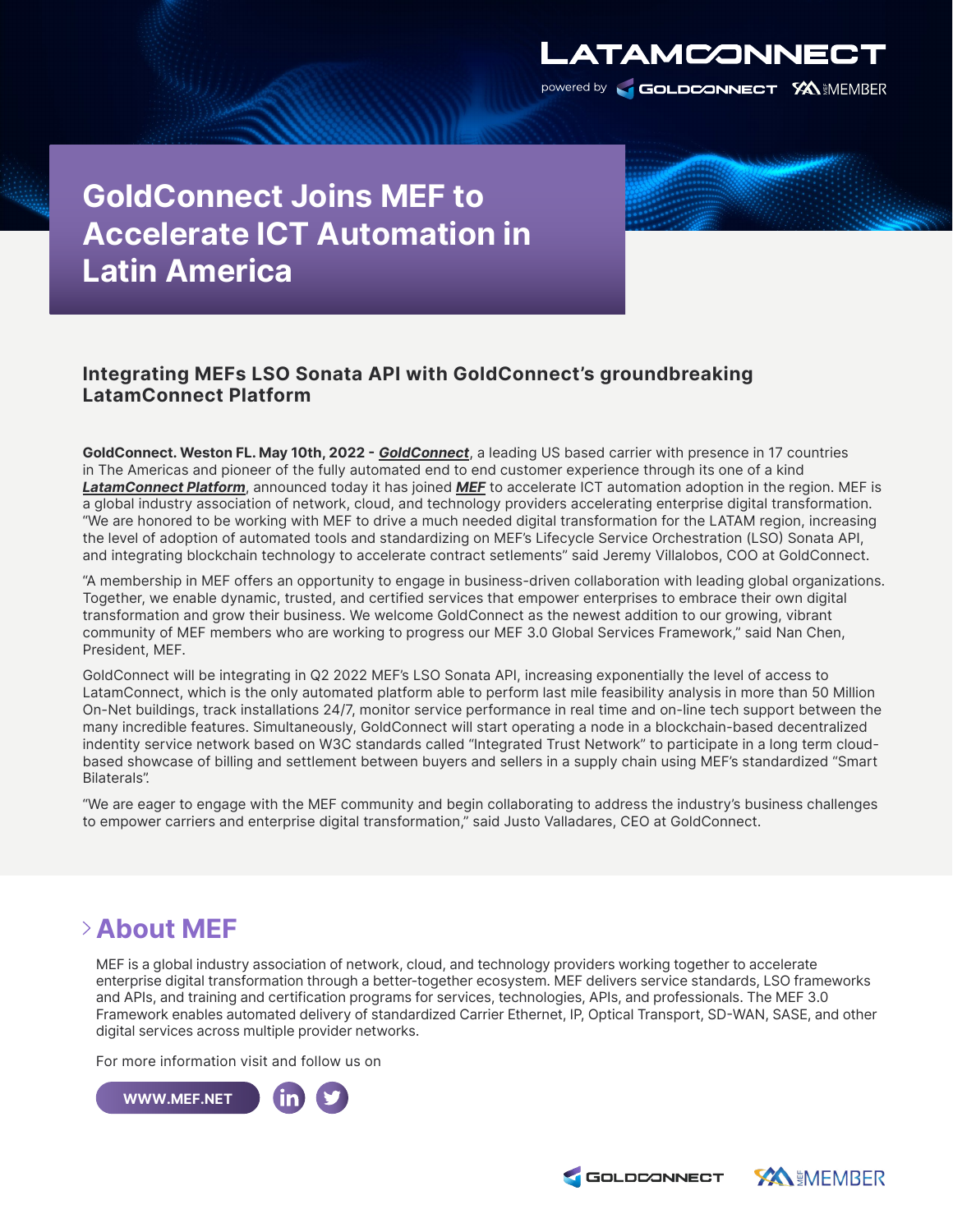LATAMCONNECT

powered by GOLDCONNECT MEF MEMBER

# GoldConnect Joins MEF to Accelerate ICT Automation in Latin America

### Integrating MEFs LSO Sonata API with GoldConnect's groundbreaking LatamConnect Platform

**GoldConnect. Weston FL. May 10th, 2022 - *GoldConnect***, a leading US based carrier with presence in 17 countries in The Americas and pioneer of the fully automated end to end customer experience through its one of a kind ***LatamConnect Platform***, announced today it has joined ***MEF*** to accelerate ICT automation adoption in the region. MEF is a global industry association of network, cloud, and technology providers accelerating enterprise digital transformation. "We are honored to be working with MEF to drive a much needed digital transformation for the LATAM region, increasing the level of adoption of automated tools and standardizing on MEF's Lifecycle Service Orchestration (LSO) Sonata API, and integrating blockchain technology to accelerate contract setlements" said Jeremy Villalobos, COO at GoldConnect.

"A membership in MEF offers an opportunity to engage in business-driven collaboration with leading global organizations. Together, we enable dynamic, trusted, and certified services that empower enterprises to embrace their own digital transformation and grow their business. We welcome GoldConnect as the newest addition to our growing, vibrant community of MEF members who are working to progress our MEF 3.0 Global Services Framework," said Nan Chen, President, MEF.

GoldConnect will be integrating in Q2 2022 MEF's LSO Sonata API, increasing exponentially the level of access to LatamConnect, which is the only automated platform able to perform last mile feasibility analysis in more than 50 Million On-Net buildings, track installations 24/7, monitor service performance in real time and on-line tech support between the many incredible features. Simultaneously, GoldConnect will start operating a node in a blockchain-based decentralized indentity service network based on W3C standards called "Integrated Trust Network" to participate in a long term cloud-based showcase of billing and settlement between buyers and sellers in a supply chain using MEF's standardized "Smart Bilaterals".

"We are eager to engage with the MEF community and begin collaborating to address the industry's business challenges to empower carriers and enterprise digital transformation," said Justo Valladares, CEO at GoldConnect.

## About MEF

MEF is a global industry association of network, cloud, and technology providers working together to accelerate enterprise digital transformation through a better-together ecosystem. MEF delivers service standards, LSO frameworks and APIs, and training and certification programs for services, technologies, APIs, and professionals. The MEF 3.0 Framework enables automated delivery of standardized Carrier Ethernet, IP, Optical Transport, SD-WAN, SASE, and other digital services across multiple provider networks.

For more information visit and follow us on

WWW.MEF.NET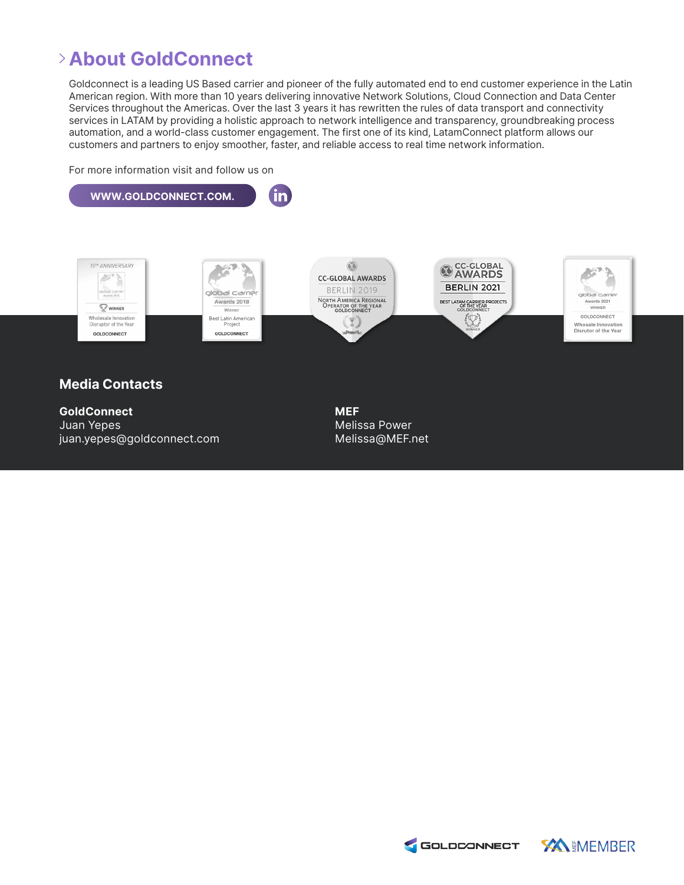## About GoldConnect

Goldconnect is a leading US Based carrier and pioneer of the fully automated end to end customer experience in the Latin American region. With more than 10 years delivering innovative Network Solutions, Cloud Connection and Data Center Services throughout the Americas. Over the last 3 years it has rewritten the rules of data transport and connectivity services in LATAM by providing a holistic approach to network intelligence and transparency, groundbreaking process automation, and a world-class customer engagement. The first one of its kind, LatamConnect platform allows our customers and partners to enjoy smoother, faster, and reliable access to real time network information.

For more information visit and follow us on

WWW.GOLDCONNECT.COM.

15TH ANNIVERSARY
global carrier Awards 2019
WINNER
Wholesale Innovation Disruptor of the Year
GOLDCONNECT

global carrier Awards 2018
Winner
Best Latin American Project
GOLDCONNECT

CC-GLOBAL AWARDS
BERLIN 2019
North America Regional Operator of the Year
GOLDCONNECT

CC-GLOBAL AWARDS
BERLIN 2021
BEST LATAM CARRIER PROJECTS OF THE YEAR
GOLDCONNECT
WINNER

global carrier Awards 2021
WINNER
GOLDCONNECT
Whosale Innovation Disrutor of the Year

## Media Contacts

**GoldConnect**
Juan Yepes
juan.yepes@goldconnect.com

**MEF**
Melissa Power
Melissa@MEF.net

GOLDCONNECT MEF MEMBER